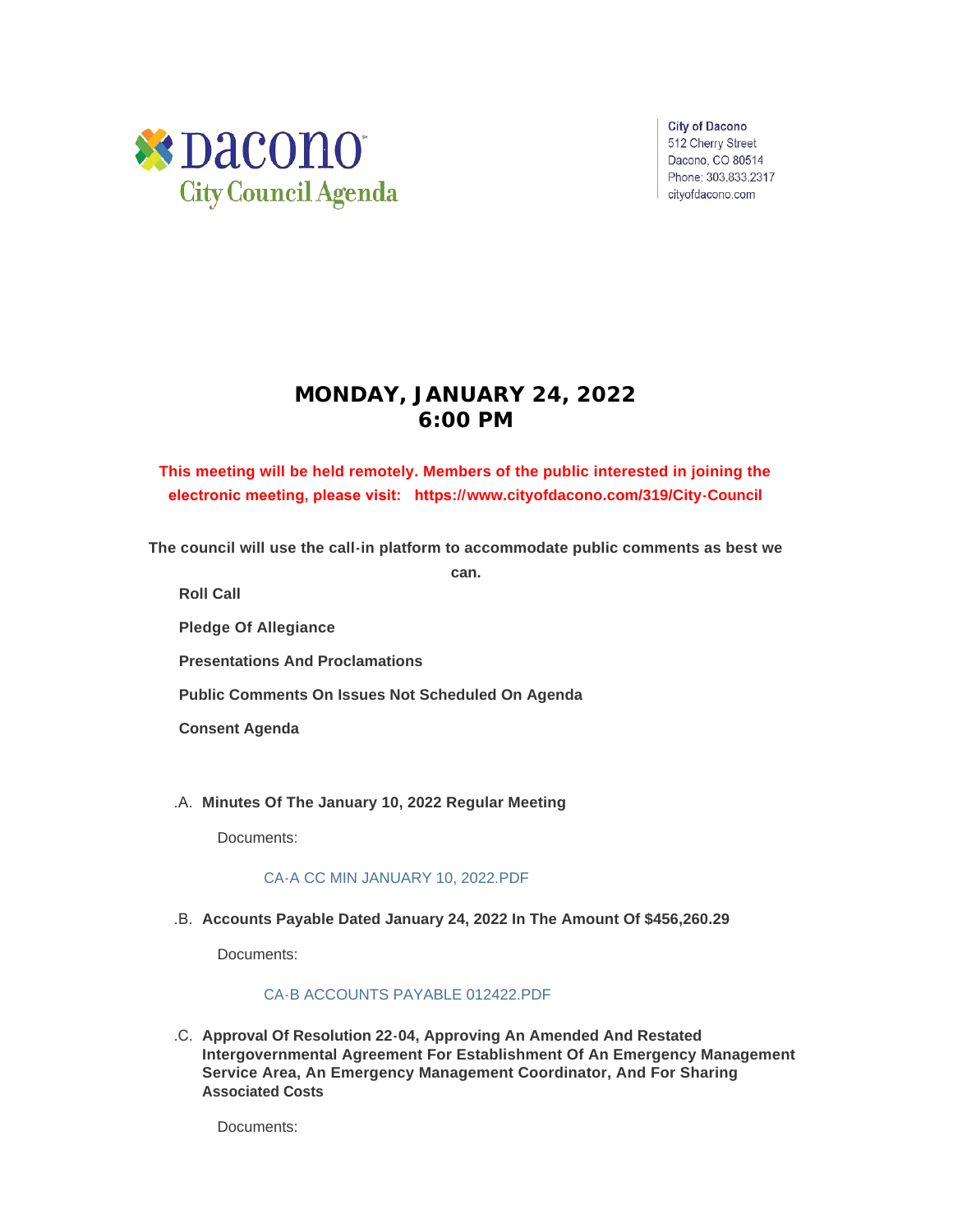Dacono City Council Agenda

City of Dacono
512 Cherry Street
Dacono, CO 80514
Phone: 303.833.2317
cityofdacono.com

# MONDAY, JANUARY 24, 2022
# 6:00 PM

**This meeting will be held remotely. Members of the public interested in joining the electronic meeting, please visit: https://www.cityofdacono.com/319/City-Council**

**The council will use the call-in platform to accommodate public comments as best we can.**

**Roll Call**

**Pledge Of Allegiance**

**Presentations And Proclamations**

**Public Comments On Issues Not Scheduled On Agenda**

**Consent Agenda**

.A. **Minutes Of The January 10, 2022 Regular Meeting**

Documents:

CA-A CC MIN JANUARY 10, 2022.PDF

.B. **Accounts Payable Dated January 24, 2022 In The Amount Of $456,260.29**

Documents:

CA-B ACCOUNTS PAYABLE 012422.PDF

.C. **Approval Of Resolution 22-04, Approving An Amended And Restated Intergovernmental Agreement For Establishment Of An Emergency Management Service Area, An Emergency Management Coordinator, And For Sharing Associated Costs**

Documents: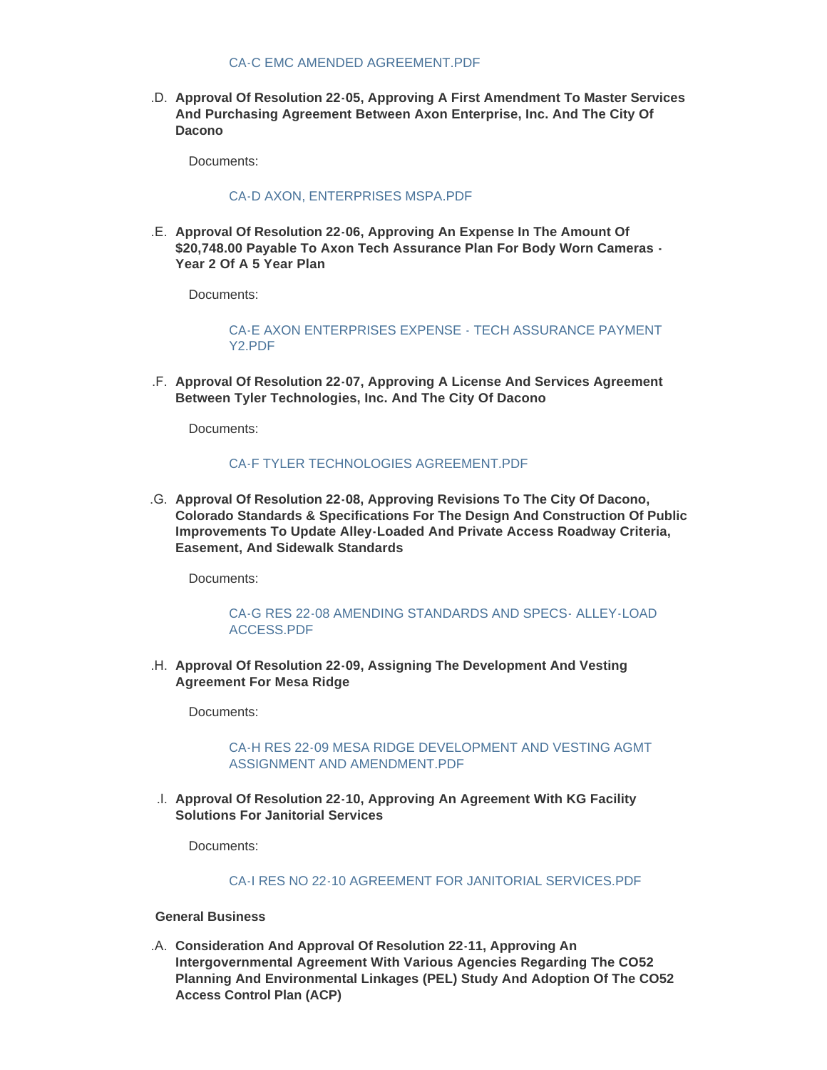CA-C EMC AMENDED AGREEMENT.PDF

.D. **Approval Of Resolution 22-05, Approving A First Amendment To Master Services And Purchasing Agreement Between Axon Enterprise, Inc. And The City Of Dacono**

Documents:

CA-D AXON, ENTERPRISES MSPA.PDF

.E. **Approval Of Resolution 22-06, Approving An Expense In The Amount Of $20,748.00 Payable To Axon Tech Assurance Plan For Body Worn Cameras - Year 2 Of A 5 Year Plan**

Documents:

CA-E AXON ENTERPRISES EXPENSE - TECH ASSURANCE PAYMENT Y2.PDF

.F. **Approval Of Resolution 22-07, Approving A License And Services Agreement Between Tyler Technologies, Inc. And The City Of Dacono**

Documents:

CA-F TYLER TECHNOLOGIES AGREEMENT.PDF

.G. **Approval Of Resolution 22-08, Approving Revisions To The City Of Dacono, Colorado Standards & Specifications For The Design And Construction Of Public Improvements To Update Alley-Loaded And Private Access Roadway Criteria, Easement, And Sidewalk Standards**

Documents:

CA-G RES 22-08 AMENDING STANDARDS AND SPECS- ALLEY-LOAD ACCESS.PDF

.H. **Approval Of Resolution 22-09, Assigning The Development And Vesting Agreement For Mesa Ridge**

Documents:

CA-H RES 22-09 MESA RIDGE DEVELOPMENT AND VESTING AGMT ASSIGNMENT AND AMENDMENT.PDF

.I. **Approval Of Resolution 22-10, Approving An Agreement With KG Facility Solutions For Janitorial Services**

Documents:

CA-I RES NO 22-10 AGREEMENT FOR JANITORIAL SERVICES.PDF

**General Business**

.A. **Consideration And Approval Of Resolution 22-11, Approving An Intergovernmental Agreement With Various Agencies Regarding The CO52 Planning And Environmental Linkages (PEL) Study And Adoption Of The CO52 Access Control Plan (ACP)**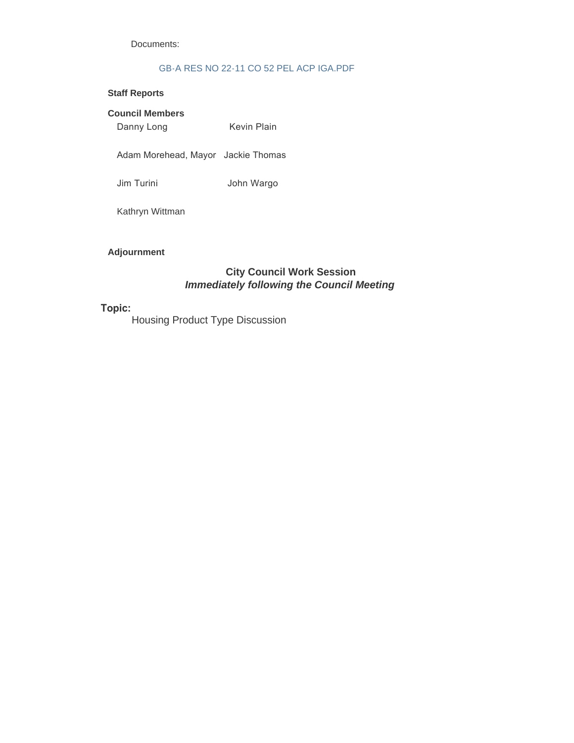Documents:

GB-A RES NO 22-11 CO 52 PEL ACP IGA.PDF

**Staff Reports**

**Council Members**

Danny Long

Kevin Plain

Adam Morehead, Mayor

Jackie Thomas

Jim Turini

John Wargo

Kathryn Wittman

**Adjournment**

## City Council Work Session
***Immediately following the Council Meeting***

**Topic:**

Housing Product Type Discussion